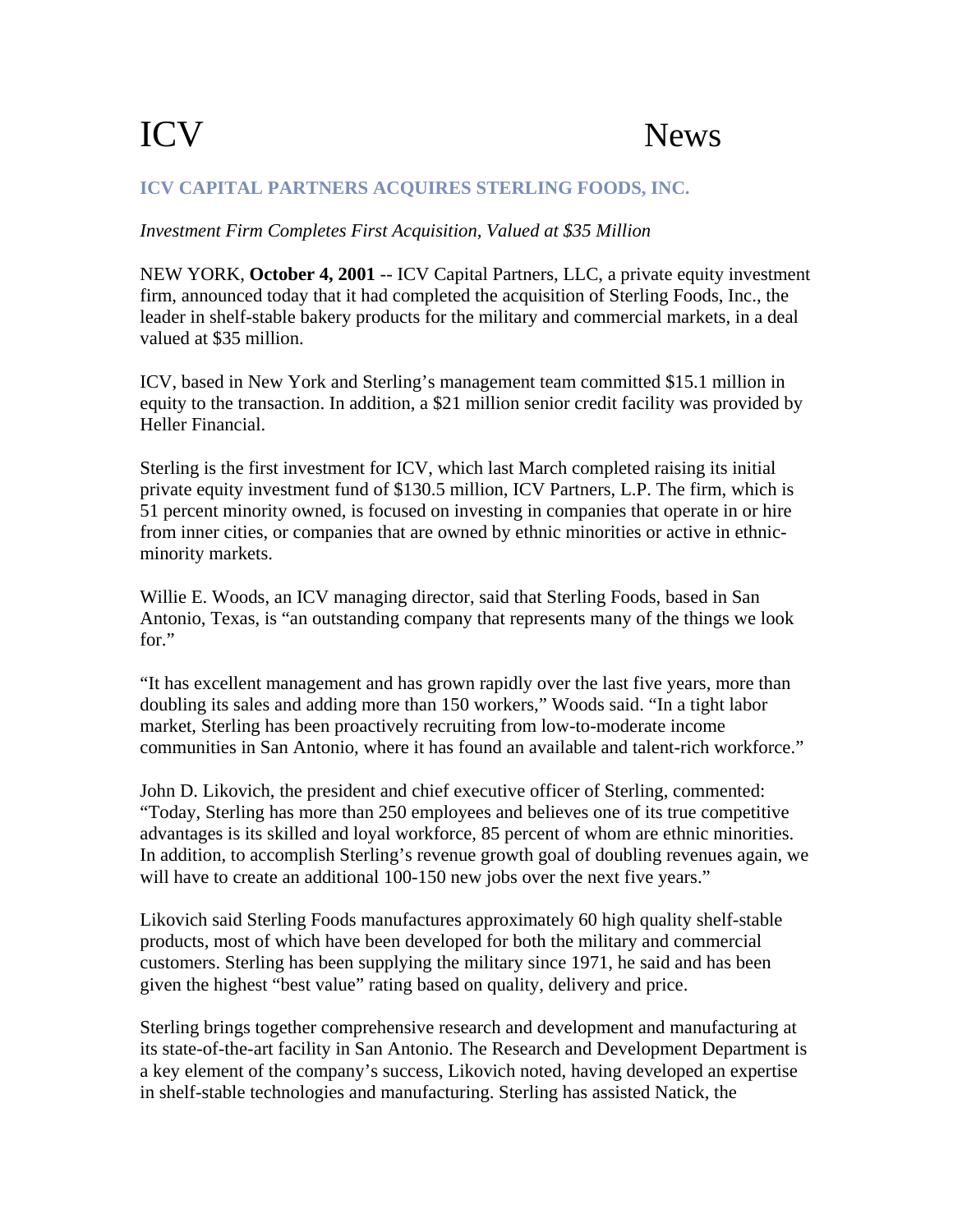# ICV News

## ICV CAPITAL PARTNERS ACQUIRES STERLING FOODS, INC.

*Investment Firm Completes First Acquisition, Valued at $35 Million*

NEW YORK, **October 4, 2001** -- ICV Capital Partners, LLC, a private equity investment firm, announced today that it had completed the acquisition of Sterling Foods, Inc., the leader in shelf-stable bakery products for the military and commercial markets, in a deal valued at $35 million.

ICV, based in New York and Sterling's management team committed $15.1 million in equity to the transaction. In addition, a $21 million senior credit facility was provided by Heller Financial.

Sterling is the first investment for ICV, which last March completed raising its initial private equity investment fund of $130.5 million, ICV Partners, L.P. The firm, which is 51 percent minority owned, is focused on investing in companies that operate in or hire from inner cities, or companies that are owned by ethnic minorities or active in ethnic-minority markets.

Willie E. Woods, an ICV managing director, said that Sterling Foods, based in San Antonio, Texas, is "an outstanding company that represents many of the things we look for."

"It has excellent management and has grown rapidly over the last five years, more than doubling its sales and adding more than 150 workers," Woods said. "In a tight labor market, Sterling has been proactively recruiting from low-to-moderate income communities in San Antonio, where it has found an available and talent-rich workforce."

John D. Likovich, the president and chief executive officer of Sterling, commented: "Today, Sterling has more than 250 employees and believes one of its true competitive advantages is its skilled and loyal workforce, 85 percent of whom are ethnic minorities. In addition, to accomplish Sterling's revenue growth goal of doubling revenues again, we will have to create an additional 100-150 new jobs over the next five years."

Likovich said Sterling Foods manufactures approximately 60 high quality shelf-stable products, most of which have been developed for both the military and commercial customers. Sterling has been supplying the military since 1971, he said and has been given the highest "best value" rating based on quality, delivery and price.

Sterling brings together comprehensive research and development and manufacturing at its state-of-the-art facility in San Antonio. The Research and Development Department is a key element of the company's success, Likovich noted, having developed an expertise in shelf-stable technologies and manufacturing. Sterling has assisted Natick, the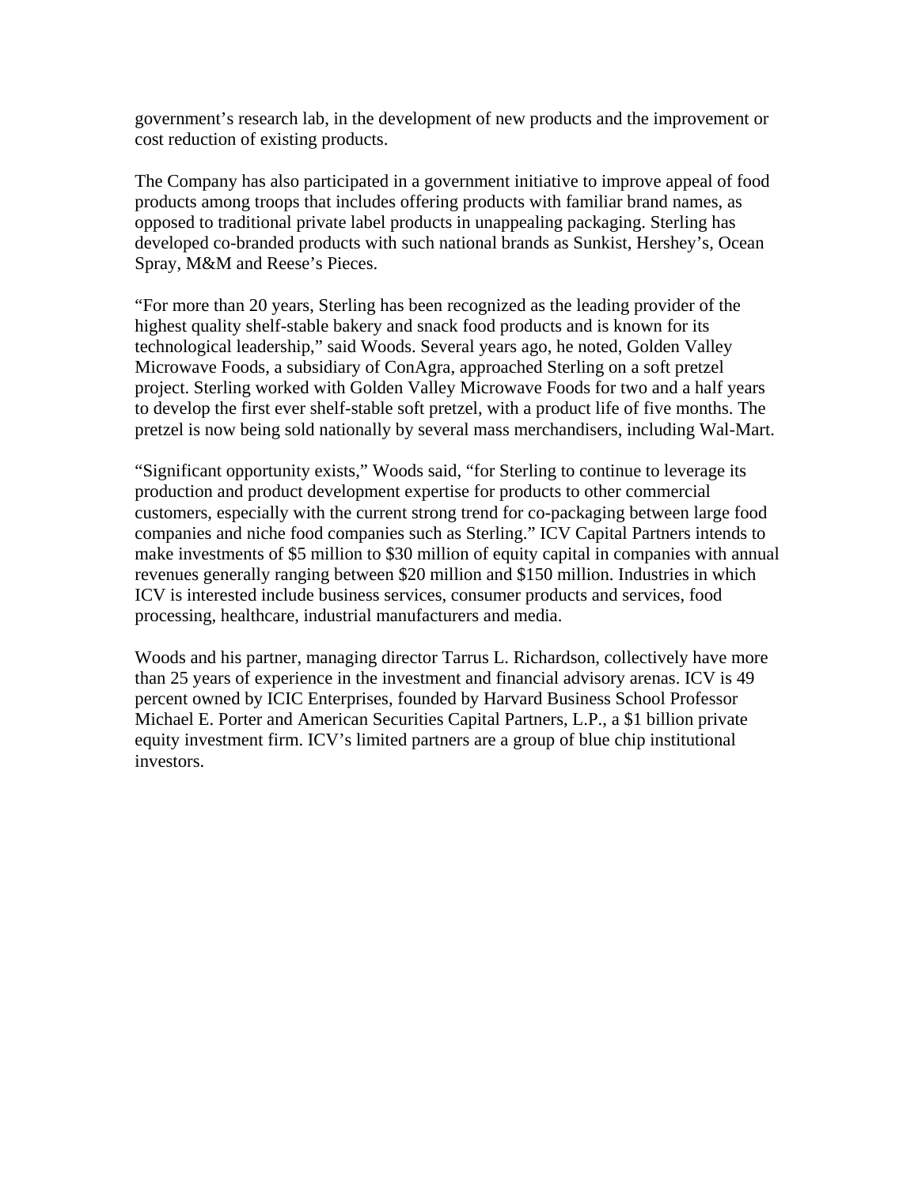government's research lab, in the development of new products and the improvement or cost reduction of existing products.

The Company has also participated in a government initiative to improve appeal of food products among troops that includes offering products with familiar brand names, as opposed to traditional private label products in unappealing packaging. Sterling has developed co-branded products with such national brands as Sunkist, Hershey's, Ocean Spray, M&M and Reese's Pieces.

"For more than 20 years, Sterling has been recognized as the leading provider of the highest quality shelf-stable bakery and snack food products and is known for its technological leadership," said Woods. Several years ago, he noted, Golden Valley Microwave Foods, a subsidiary of ConAgra, approached Sterling on a soft pretzel project. Sterling worked with Golden Valley Microwave Foods for two and a half years to develop the first ever shelf-stable soft pretzel, with a product life of five months. The pretzel is now being sold nationally by several mass merchandisers, including Wal-Mart.

"Significant opportunity exists," Woods said, "for Sterling to continue to leverage its production and product development expertise for products to other commercial customers, especially with the current strong trend for co-packaging between large food companies and niche food companies such as Sterling." ICV Capital Partners intends to make investments of $5 million to $30 million of equity capital in companies with annual revenues generally ranging between $20 million and $150 million. Industries in which ICV is interested include business services, consumer products and services, food processing, healthcare, industrial manufacturers and media.

Woods and his partner, managing director Tarrus L. Richardson, collectively have more than 25 years of experience in the investment and financial advisory arenas. ICV is 49 percent owned by ICIC Enterprises, founded by Harvard Business School Professor Michael E. Porter and American Securities Capital Partners, L.P., a $1 billion private equity investment firm. ICV's limited partners are a group of blue chip institutional investors.